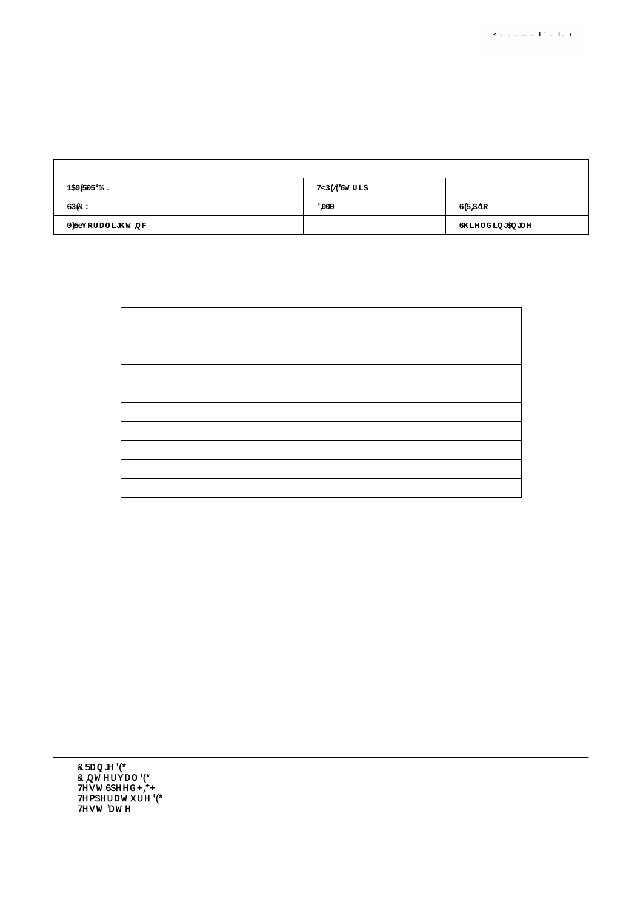| | | |
|---|---|---|
| 1$0(505*%. | 7<3(/('6W ULS | |
| 63(&: | ',000 | 6(5,$/1R |
| 0)5eYRUDOLJKW,QF | | 6KLHOGLQJ$QJOH |

| | |
|---|---|
| | |
| | |
| | |
| | |
| | |
| | |
| | |
| | |
| | |

&5DQJH'(*
&,QWHUYDO'(*
7HVW6SHHG+,*+
7HPSHUDWXUH'(*
7HVW'DWH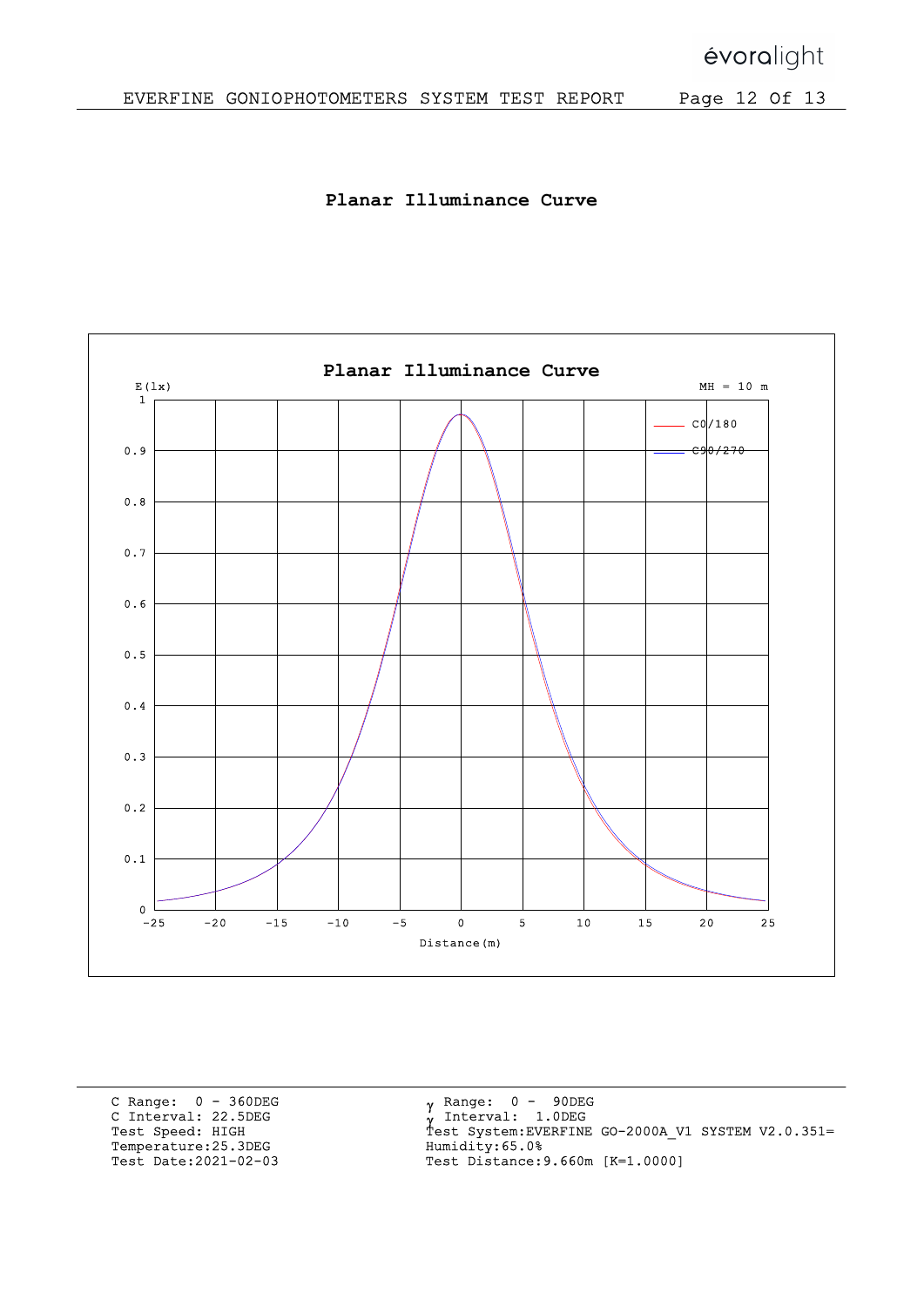# Planar Illuminance Curve

C Range: 0 - 360DEG
C Interval: 22.5DEG
Test Speed: HIGH
Temperature:25.3DEG
Test Date:2021-02-03

γ Range: 0 - 90DEG
γ Interval: 1.0DEG
Test System:EVERFINE GO-2000A_V1 SYSTEM V2.0.351=
Humidity:65.0%
Test Distance:9.660m [K=1.0000]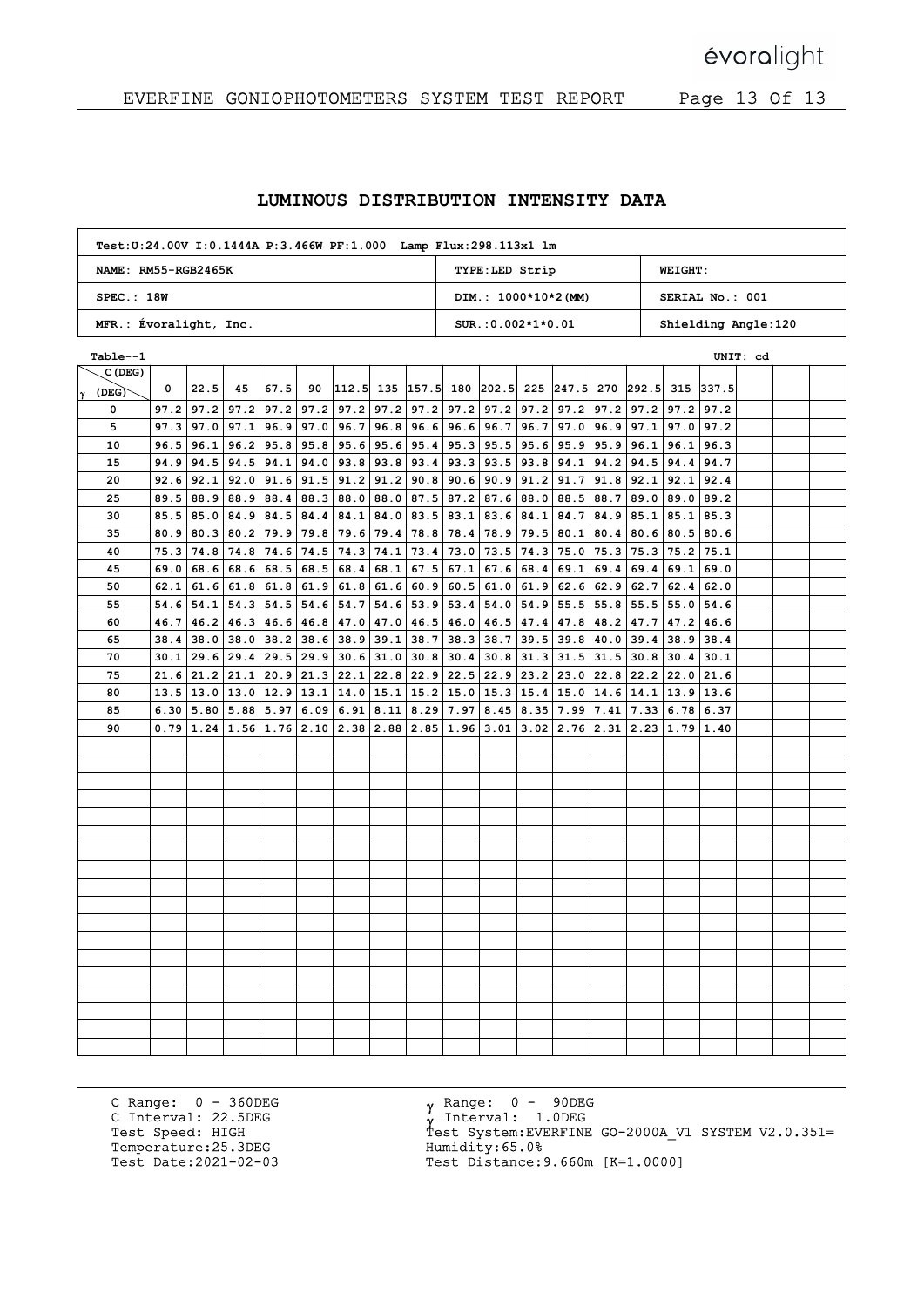## LUMINOUS DISTRIBUTION INTENSITY DATA

| Test:U:24.00V I:0.1444A P:3.466W PF:1.000 Lamp Flux:298.113x1 lm | | |
|---|---|---|
| NAME: RM55-RGB2465K | TYPE:LED Strip | WEIGHT: |
| SPEC.: 18W | DIM.: 1000*10*2(MM) | SERIAL No.: 001 |
| MFR.: Évoralight, Inc. | SUR.:0.002*1*0.01 | Shielding Angle:120 |

Table--1 UNIT: cd

| γ (DEG) \ C(DEG) | 0 | 22.5 | 45 | 67.5 | 90 | 112.5 | 135 | 157.5 | 180 | 202.5 | 225 | 247.5 | 270 | 292.5 | 315 | 337.5 |
|---|---|---|---|---|---|---|---|---|---|---|---|---|---|---|---|---|
| 0 | 97.2 | 97.2 | 97.2 | 97.2 | 97.2 | 97.2 | 97.2 | 97.2 | 97.2 | 97.2 | 97.2 | 97.2 | 97.2 | 97.2 | 97.2 | 97.2 |
| 5 | 97.3 | 97.0 | 97.1 | 96.9 | 97.0 | 96.7 | 96.8 | 96.6 | 96.6 | 96.7 | 96.7 | 97.0 | 96.9 | 97.1 | 97.0 | 97.2 |
| 10 | 96.5 | 96.1 | 96.2 | 95.8 | 95.8 | 95.6 | 95.6 | 95.4 | 95.3 | 95.5 | 95.6 | 95.9 | 95.9 | 96.1 | 96.1 | 96.3 |
| 15 | 94.9 | 94.5 | 94.5 | 94.1 | 94.0 | 93.8 | 93.8 | 93.4 | 93.3 | 93.5 | 93.8 | 94.1 | 94.2 | 94.5 | 94.4 | 94.7 |
| 20 | 92.6 | 92.1 | 92.0 | 91.6 | 91.5 | 91.2 | 91.2 | 90.8 | 90.6 | 90.9 | 91.2 | 91.7 | 91.8 | 92.1 | 92.1 | 92.4 |
| 25 | 89.5 | 88.9 | 88.9 | 88.4 | 88.3 | 88.0 | 88.0 | 87.5 | 87.2 | 87.6 | 88.0 | 88.5 | 88.7 | 89.0 | 89.0 | 89.2 |
| 30 | 85.5 | 85.0 | 84.9 | 84.5 | 84.4 | 84.1 | 84.0 | 83.5 | 83.1 | 83.6 | 84.1 | 84.7 | 84.9 | 85.1 | 85.1 | 85.3 |
| 35 | 80.9 | 80.3 | 80.2 | 79.9 | 79.8 | 79.6 | 79.4 | 78.8 | 78.4 | 78.9 | 79.5 | 80.1 | 80.4 | 80.6 | 80.5 | 80.6 |
| 40 | 75.3 | 74.8 | 74.8 | 74.6 | 74.5 | 74.3 | 74.1 | 73.4 | 73.0 | 73.5 | 74.3 | 75.0 | 75.3 | 75.3 | 75.2 | 75.1 |
| 45 | 69.0 | 68.6 | 68.6 | 68.5 | 68.5 | 68.4 | 68.1 | 67.5 | 67.1 | 67.6 | 68.4 | 69.1 | 69.4 | 69.4 | 69.1 | 69.0 |
| 50 | 62.1 | 61.6 | 61.8 | 61.8 | 61.9 | 61.8 | 61.6 | 60.9 | 60.5 | 61.0 | 61.9 | 62.6 | 62.9 | 62.7 | 62.4 | 62.0 |
| 55 | 54.6 | 54.1 | 54.3 | 54.5 | 54.6 | 54.7 | 54.6 | 53.9 | 53.4 | 54.0 | 54.9 | 55.5 | 55.8 | 55.5 | 55.0 | 54.6 |
| 60 | 46.7 | 46.2 | 46.3 | 46.6 | 46.8 | 47.0 | 47.0 | 46.5 | 46.0 | 46.5 | 47.4 | 47.8 | 48.2 | 47.7 | 47.2 | 46.6 |
| 65 | 38.4 | 38.0 | 38.0 | 38.2 | 38.6 | 38.9 | 39.1 | 38.7 | 38.3 | 38.7 | 39.5 | 39.8 | 40.0 | 39.4 | 38.9 | 38.4 |
| 70 | 30.1 | 29.6 | 29.4 | 29.5 | 29.9 | 30.6 | 31.0 | 30.8 | 30.4 | 30.8 | 31.3 | 31.5 | 31.5 | 30.8 | 30.4 | 30.1 |
| 75 | 21.6 | 21.2 | 21.1 | 20.9 | 21.3 | 22.1 | 22.8 | 22.9 | 22.5 | 22.9 | 23.2 | 23.0 | 22.8 | 22.2 | 22.0 | 21.6 |
| 80 | 13.5 | 13.0 | 13.0 | 12.9 | 13.1 | 14.0 | 15.1 | 15.2 | 15.0 | 15.3 | 15.4 | 15.0 | 14.6 | 14.1 | 13.9 | 13.6 |
| 85 | 6.30 | 5.80 | 5.88 | 5.97 | 6.09 | 6.91 | 8.11 | 8.29 | 7.97 | 8.45 | 8.35 | 7.99 | 7.41 | 7.33 | 6.78 | 6.37 |
| 90 | 0.79 | 1.24 | 1.56 | 1.76 | 2.10 | 2.38 | 2.88 | 2.85 | 1.96 | 3.01 | 3.02 | 2.76 | 2.31 | 2.23 | 1.79 | 1.40 |

C Range: 0 - 360DEG
C Interval: 22.5DEG
Test Speed: HIGH
Temperature:25.3DEG
Test Date:2021-02-03

γ Range: 0 - 90DEG
γ Interval: 1.0DEG
Test System:EVERFINE GO-2000A_V1 SYSTEM V2.0.351=
Humidity:65.0%
Test Distance:9.660m [K=1.0000]